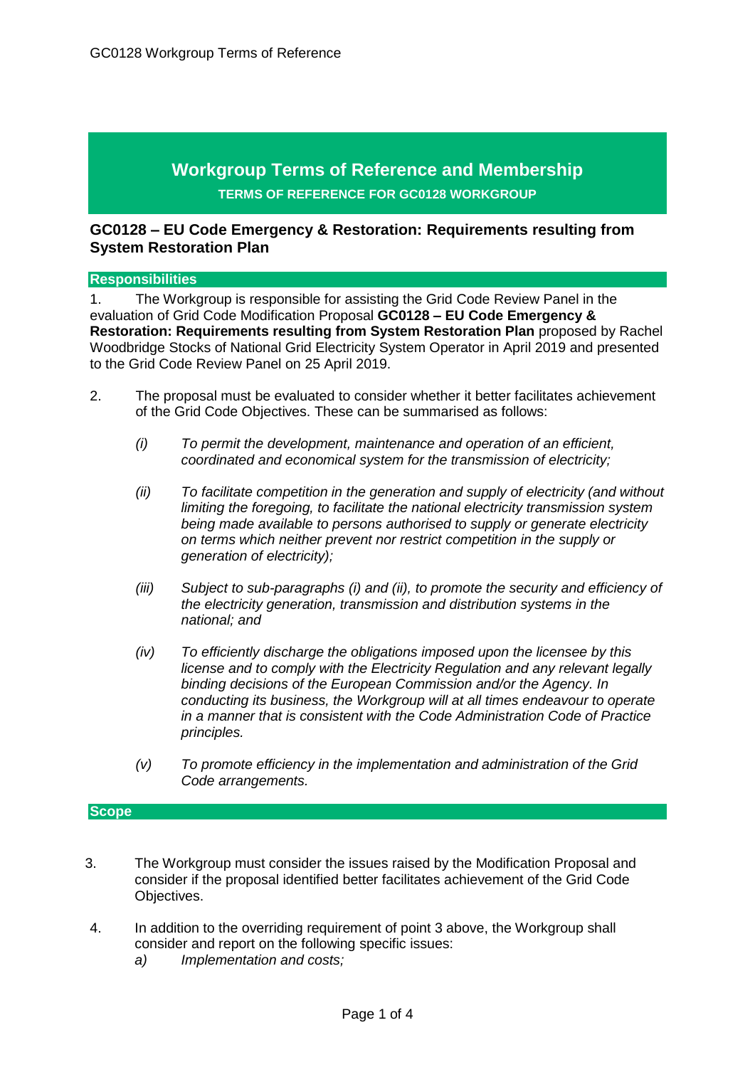# Workgroup Terms of Reference and Membership

**TERMS OF REFERENCE FOR GC0128 WORKGROUP**

## GC0128 – EU Code Emergency & Restoration: Requirements resulting from System Restoration Plan

### Responsibilities

1. The Workgroup is responsible for assisting the Grid Code Review Panel in the evaluation of Grid Code Modification Proposal **GC0128 – EU Code Emergency & Restoration: Requirements resulting from System Restoration Plan** proposed by Rachel Woodbridge Stocks of National Grid Electricity System Operator in April 2019 and presented to the Grid Code Review Panel on 25 April 2019.

2. The proposal must be evaluated to consider whether it better facilitates achievement of the Grid Code Objectives. These can be summarised as follows:

   *(i)* *To permit the development, maintenance and operation of an efficient, coordinated and economical system for the transmission of electricity;*

   *(ii)* *To facilitate competition in the generation and supply of electricity (and without limiting the foregoing, to facilitate the national electricity transmission system being made available to persons authorised to supply or generate electricity on terms which neither prevent nor restrict competition in the supply or generation of electricity);*

   *(iii)* *Subject to sub-paragraphs (i) and (ii), to promote the security and efficiency of the electricity generation, transmission and distribution systems in the national; and*

   *(iv)* *To efficiently discharge the obligations imposed upon the licensee by this license and to comply with the Electricity Regulation and any relevant legally binding decisions of the European Commission and/or the Agency. In conducting its business, the Workgroup will at all times endeavour to operate in a manner that is consistent with the Code Administration Code of Practice principles.*

   *(v)* *To promote efficiency in the implementation and administration of the Grid Code arrangements.*

### Scope

3. The Workgroup must consider the issues raised by the Modification Proposal and consider if the proposal identified better facilitates achievement of the Grid Code Objectives.

4. In addition to the overriding requirement of point 3 above, the Workgroup shall consider and report on the following specific issues:

   *a)* *Implementation and costs;*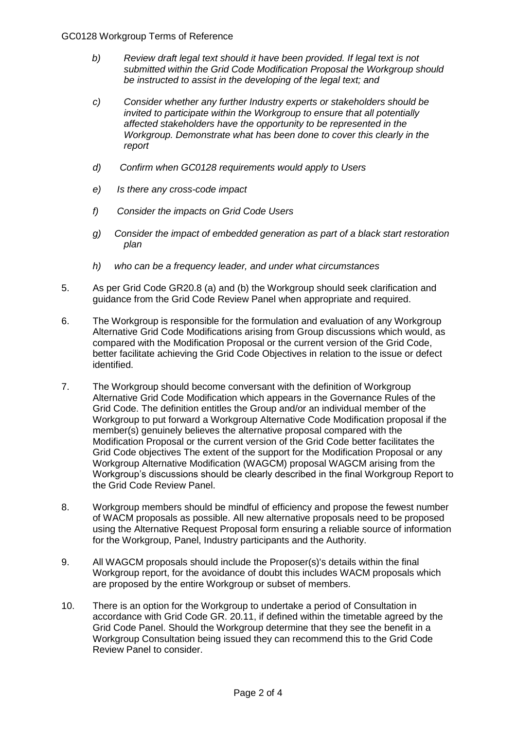- *b) Review draft legal text should it have been provided. If legal text is not submitted within the Grid Code Modification Proposal the Workgroup should be instructed to assist in the developing of the legal text; and*

- *c) Consider whether any further Industry experts or stakeholders should be invited to participate within the Workgroup to ensure that all potentially affected stakeholders have the opportunity to be represented in the Workgroup. Demonstrate what has been done to cover this clearly in the report*

- *d) Confirm when GC0128 requirements would apply to Users*

- *e) Is there any cross-code impact*

- *f) Consider the impacts on Grid Code Users*

- *g) Consider the impact of embedded generation as part of a black start restoration plan*

- *h) who can be a frequency leader, and under what circumstances*

5. As per Grid Code GR20.8 (a) and (b) the Workgroup should seek clarification and guidance from the Grid Code Review Panel when appropriate and required.

6. The Workgroup is responsible for the formulation and evaluation of any Workgroup Alternative Grid Code Modifications arising from Group discussions which would, as compared with the Modification Proposal or the current version of the Grid Code, better facilitate achieving the Grid Code Objectives in relation to the issue or defect identified.

7. The Workgroup should become conversant with the definition of Workgroup Alternative Grid Code Modification which appears in the Governance Rules of the Grid Code. The definition entitles the Group and/or an individual member of the Workgroup to put forward a Workgroup Alternative Code Modification proposal if the member(s) genuinely believes the alternative proposal compared with the Modification Proposal or the current version of the Grid Code better facilitates the Grid Code objectives The extent of the support for the Modification Proposal or any Workgroup Alternative Modification (WAGCM) proposal WAGCM arising from the Workgroup's discussions should be clearly described in the final Workgroup Report to the Grid Code Review Panel.

8. Workgroup members should be mindful of efficiency and propose the fewest number of WACM proposals as possible. All new alternative proposals need to be proposed using the Alternative Request Proposal form ensuring a reliable source of information for the Workgroup, Panel, Industry participants and the Authority.

9. All WAGCM proposals should include the Proposer(s)'s details within the final Workgroup report, for the avoidance of doubt this includes WACM proposals which are proposed by the entire Workgroup or subset of members.

10. There is an option for the Workgroup to undertake a period of Consultation in accordance with Grid Code GR. 20.11, if defined within the timetable agreed by the Grid Code Panel. Should the Workgroup determine that they see the benefit in a Workgroup Consultation being issued they can recommend this to the Grid Code Review Panel to consider.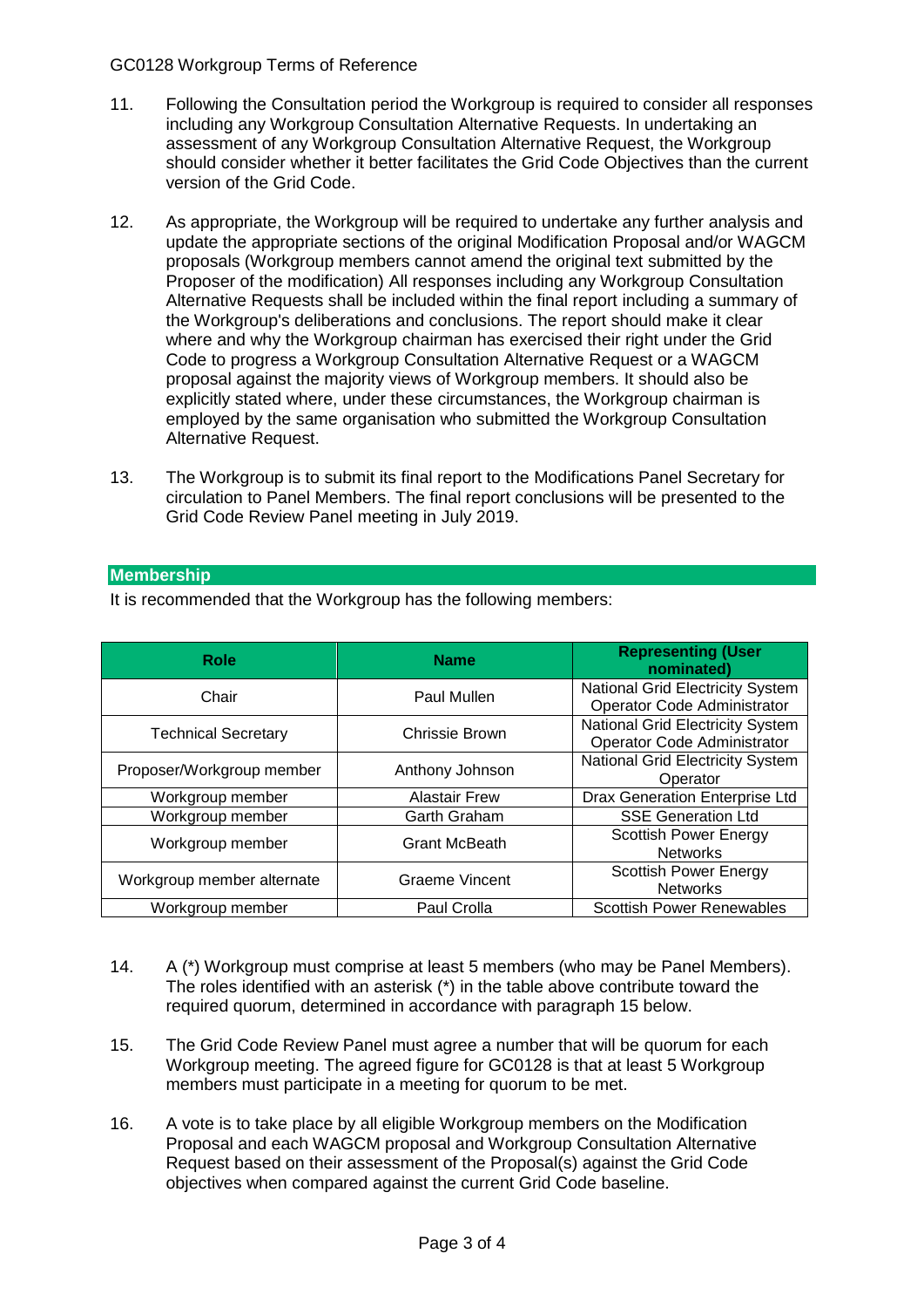11. Following the Consultation period the Workgroup is required to consider all responses including any Workgroup Consultation Alternative Requests. In undertaking an assessment of any Workgroup Consultation Alternative Request, the Workgroup should consider whether it better facilitates the Grid Code Objectives than the current version of the Grid Code.

12. As appropriate, the Workgroup will be required to undertake any further analysis and update the appropriate sections of the original Modification Proposal and/or WAGCM proposals (Workgroup members cannot amend the original text submitted by the Proposer of the modification) All responses including any Workgroup Consultation Alternative Requests shall be included within the final report including a summary of the Workgroup's deliberations and conclusions. The report should make it clear where and why the Workgroup chairman has exercised their right under the Grid Code to progress a Workgroup Consultation Alternative Request or a WAGCM proposal against the majority views of Workgroup members. It should also be explicitly stated where, under these circumstances, the Workgroup chairman is employed by the same organisation who submitted the Workgroup Consultation Alternative Request.

13. The Workgroup is to submit its final report to the Modifications Panel Secretary for circulation to Panel Members. The final report conclusions will be presented to the Grid Code Review Panel meeting in July 2019.

## Membership

It is recommended that the Workgroup has the following members:

| Role | Name | Representing (User nominated) |
|---|---|---|
| Chair | Paul Mullen | National Grid Electricity System Operator Code Administrator |
| Technical Secretary | Chrissie Brown | National Grid Electricity System Operator Code Administrator |
| Proposer/Workgroup member | Anthony Johnson | National Grid Electricity System Operator |
| Workgroup member | Alastair Frew | Drax Generation Enterprise Ltd |
| Workgroup member | Garth Graham | SSE Generation Ltd |
| Workgroup member | Grant McBeath | Scottish Power Energy Networks |
| Workgroup member alternate | Graeme Vincent | Scottish Power Energy Networks |
| Workgroup member | Paul Crolla | Scottish Power Renewables |

14. A (*) Workgroup must comprise at least 5 members (who may be Panel Members). The roles identified with an asterisk (*) in the table above contribute toward the required quorum, determined in accordance with paragraph 15 below.

15. The Grid Code Review Panel must agree a number that will be quorum for each Workgroup meeting. The agreed figure for GC0128 is that at least 5 Workgroup members must participate in a meeting for quorum to be met.

16. A vote is to take place by all eligible Workgroup members on the Modification Proposal and each WAGCM proposal and Workgroup Consultation Alternative Request based on their assessment of the Proposal(s) against the Grid Code objectives when compared against the current Grid Code baseline.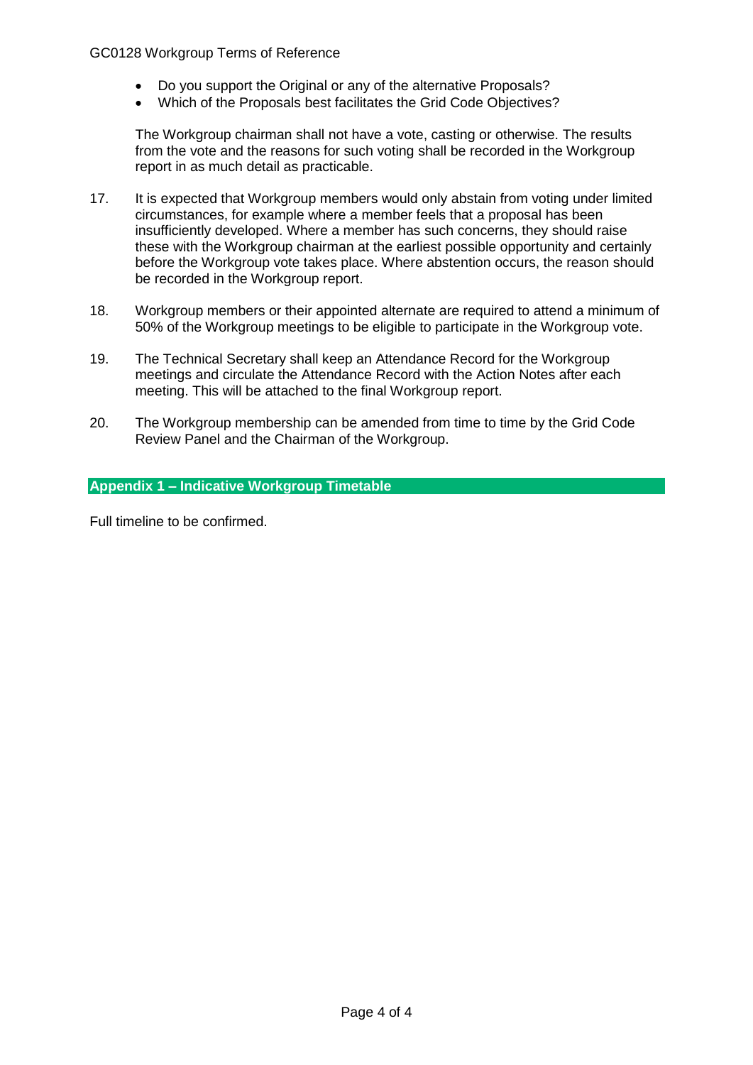- Do you support the Original or any of the alternative Proposals?
- Which of the Proposals best facilitates the Grid Code Objectives?

The Workgroup chairman shall not have a vote, casting or otherwise. The results from the vote and the reasons for such voting shall be recorded in the Workgroup report in as much detail as practicable.

17. It is expected that Workgroup members would only abstain from voting under limited circumstances, for example where a member feels that a proposal has been insufficiently developed. Where a member has such concerns, they should raise these with the Workgroup chairman at the earliest possible opportunity and certainly before the Workgroup vote takes place. Where abstention occurs, the reason should be recorded in the Workgroup report.

18. Workgroup members or their appointed alternate are required to attend a minimum of 50% of the Workgroup meetings to be eligible to participate in the Workgroup vote.

19. The Technical Secretary shall keep an Attendance Record for the Workgroup meetings and circulate the Attendance Record with the Action Notes after each meeting. This will be attached to the final Workgroup report.

20. The Workgroup membership can be amended from time to time by the Grid Code Review Panel and the Chairman of the Workgroup.

## Appendix 1 – Indicative Workgroup Timetable

Full timeline to be confirmed.